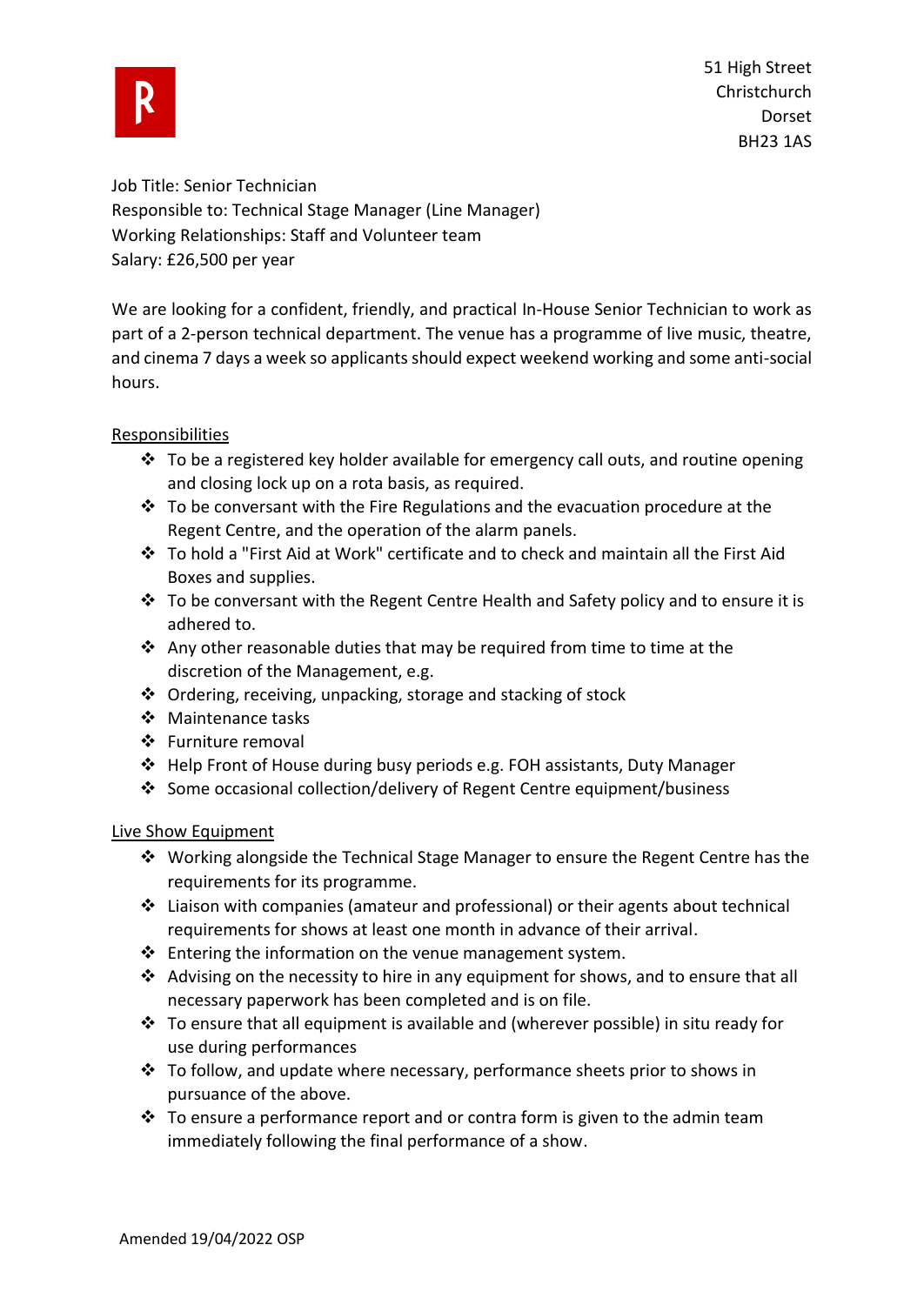R

51 High Street
Christchurch
Dorset
BH23 1AS

Job Title: Senior Technician
Responsible to: Technical Stage Manager (Line Manager)
Working Relationships: Staff and Volunteer team
Salary: £26,500 per year

We are looking for a confident, friendly, and practical In-House Senior Technician to work as part of a 2-person technical department. The venue has a programme of live music, theatre, and cinema 7 days a week so applicants should expect weekend working and some anti-social hours.

<u>Responsibilities</u>

- To be a registered key holder available for emergency call outs, and routine opening and closing lock up on a rota basis, as required.
- To be conversant with the Fire Regulations and the evacuation procedure at the Regent Centre, and the operation of the alarm panels.
- To hold a "First Aid at Work" certificate and to check and maintain all the First Aid Boxes and supplies.
- To be conversant with the Regent Centre Health and Safety policy and to ensure it is adhered to.
- Any other reasonable duties that may be required from time to time at the discretion of the Management, e.g.
- Ordering, receiving, unpacking, storage and stacking of stock
- Maintenance tasks
- Furniture removal
- Help Front of House during busy periods e.g. FOH assistants, Duty Manager
- Some occasional collection/delivery of Regent Centre equipment/business

<u>Live Show Equipment</u>

- Working alongside the Technical Stage Manager to ensure the Regent Centre has the requirements for its programme.
- Liaison with companies (amateur and professional) or their agents about technical requirements for shows at least one month in advance of their arrival.
- Entering the information on the venue management system.
- Advising on the necessity to hire in any equipment for shows, and to ensure that all necessary paperwork has been completed and is on file.
- To ensure that all equipment is available and (wherever possible) in situ ready for use during performances
- To follow, and update where necessary, performance sheets prior to shows in pursuance of the above.
- To ensure a performance report and or contra form is given to the admin team immediately following the final performance of a show.

Amended 19/04/2022 OSP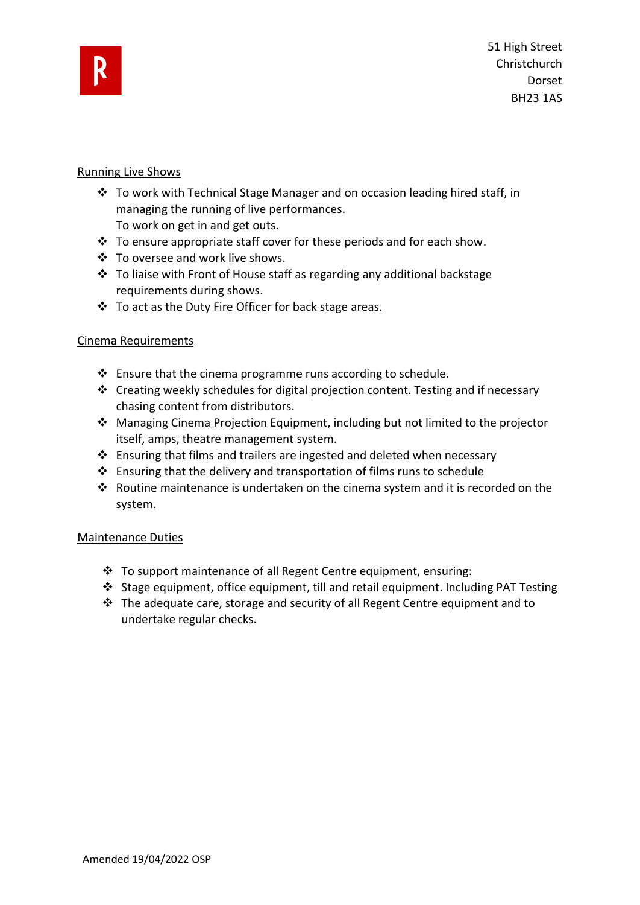## Running Live Shows

- To work with Technical Stage Manager and on occasion leading hired staff, in managing the running of live performances.
  To work on get in and get outs.
- To ensure appropriate staff cover for these periods and for each show.
- To oversee and work live shows.
- To liaise with Front of House staff as regarding any additional backstage requirements during shows.
- To act as the Duty Fire Officer for back stage areas.

## Cinema Requirements

- Ensure that the cinema programme runs according to schedule.
- Creating weekly schedules for digital projection content. Testing and if necessary chasing content from distributors.
- Managing Cinema Projection Equipment, including but not limited to the projector itself, amps, theatre management system.
- Ensuring that films and trailers are ingested and deleted when necessary
- Ensuring that the delivery and transportation of films runs to schedule
- Routine maintenance is undertaken on the cinema system and it is recorded on the system.

## Maintenance Duties

- To support maintenance of all Regent Centre equipment, ensuring:
- Stage equipment, office equipment, till and retail equipment. Including PAT Testing
- The adequate care, storage and security of all Regent Centre equipment and to undertake regular checks.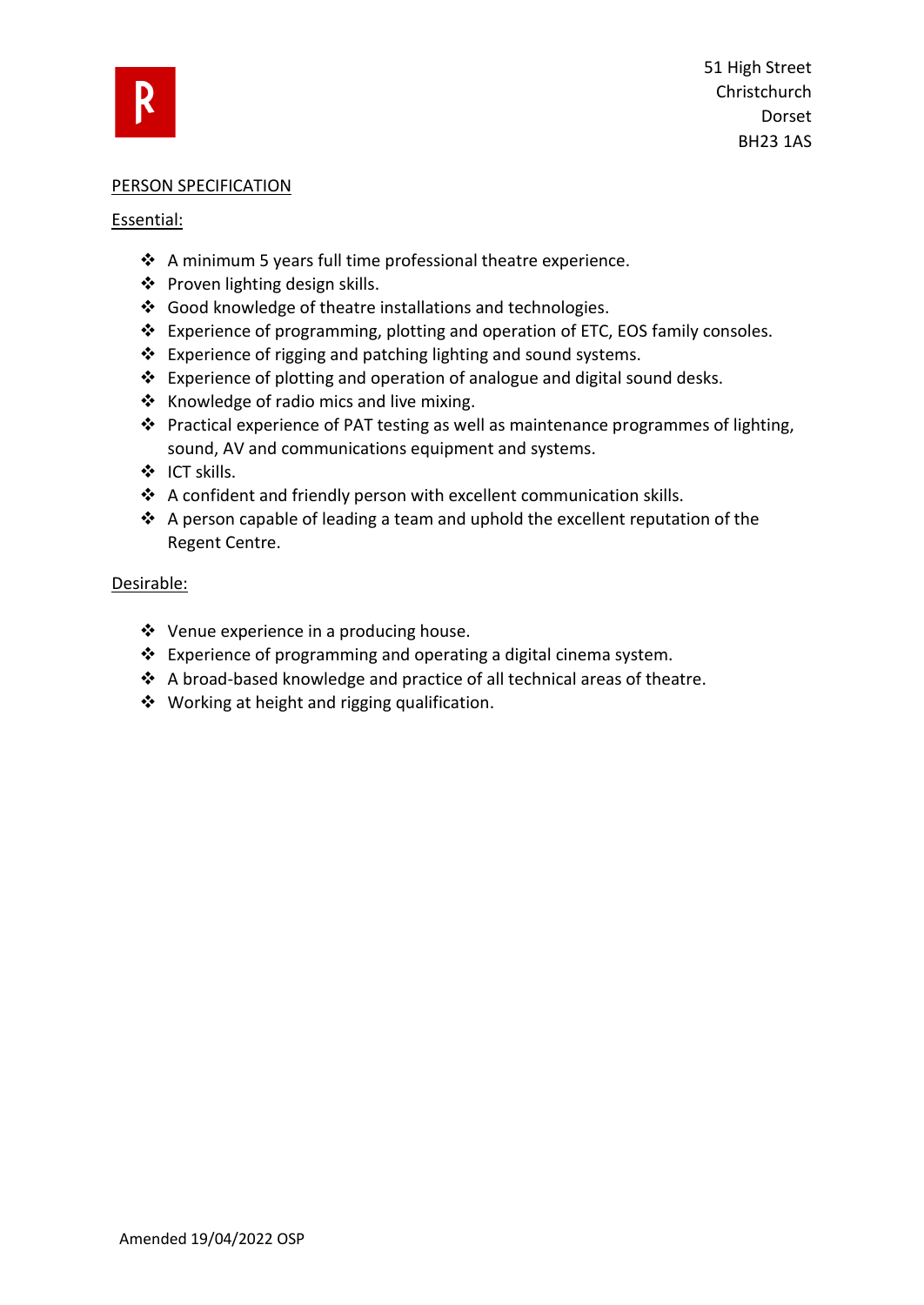51 High Street
Christchurch
Dorset
BH23 1AS

## PERSON SPECIFICATION

### Essential:

- A minimum 5 years full time professional theatre experience.
- Proven lighting design skills.
- Good knowledge of theatre installations and technologies.
- Experience of programming, plotting and operation of ETC, EOS family consoles.
- Experience of rigging and patching lighting and sound systems.
- Experience of plotting and operation of analogue and digital sound desks.
- Knowledge of radio mics and live mixing.
- Practical experience of PAT testing as well as maintenance programmes of lighting, sound, AV and communications equipment and systems.
- ICT skills.
- A confident and friendly person with excellent communication skills.
- A person capable of leading a team and uphold the excellent reputation of the Regent Centre.

### Desirable:

- Venue experience in a producing house.
- Experience of programming and operating a digital cinema system.
- A broad-based knowledge and practice of all technical areas of theatre.
- Working at height and rigging qualification.

Amended 19/04/2022 OSP